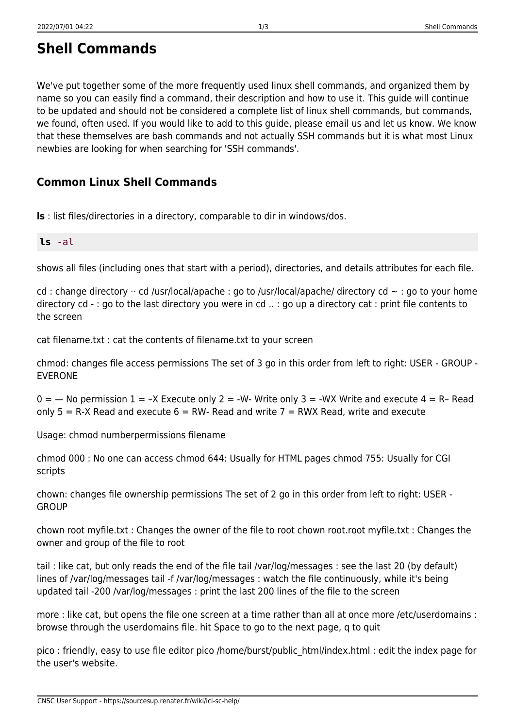# Shell Commands

We've put together some of the more frequently used linux shell commands, and organized them by name so you can easily find a command, their description and how to use it. This guide will continue to be updated and should not be considered a complete list of linux shell commands, but commands, we found, often used. If you would like to add to this guide, please email us and let us know. We know that these themselves are bash commands and not actually SSH commands but it is what most Linux newbies are looking for when searching for 'SSH commands'.

## Common Linux Shell Commands

**ls** : list files/directories in a directory, comparable to dir in windows/dos.

```
ls -al
```

shows all files (including ones that start with a period), directories, and details attributes for each file.

cd : change directory ·· cd /usr/local/apache : go to /usr/local/apache/ directory cd ~ : go to your home directory cd - : go to the last directory you were in cd .. : go up a directory cat : print file contents to the screen

cat filename.txt : cat the contents of filename.txt to your screen

chmod: changes file access permissions The set of 3 go in this order from left to right: USER - GROUP - EVERONE

0 = — No permission 1 = –X Execute only 2 = -W- Write only 3 = -WX Write and execute 4 = R– Read only 5 = R-X Read and execute 6 = RW- Read and write 7 = RWX Read, write and execute

Usage: chmod numberpermissions filename

chmod 000 : No one can access chmod 644: Usually for HTML pages chmod 755: Usually for CGI scripts

chown: changes file ownership permissions The set of 2 go in this order from left to right: USER - GROUP

chown root myfile.txt : Changes the owner of the file to root chown root.root myfile.txt : Changes the owner and group of the file to root

tail : like cat, but only reads the end of the file tail /var/log/messages : see the last 20 (by default) lines of /var/log/messages tail -f /var/log/messages : watch the file continuously, while it's being updated tail -200 /var/log/messages : print the last 200 lines of the file to the screen

more : like cat, but opens the file one screen at a time rather than all at once more /etc/userdomains : browse through the userdomains file. hit Space to go to the next page, q to quit

pico : friendly, easy to use file editor pico /home/burst/public_html/index.html : edit the index page for the user's website.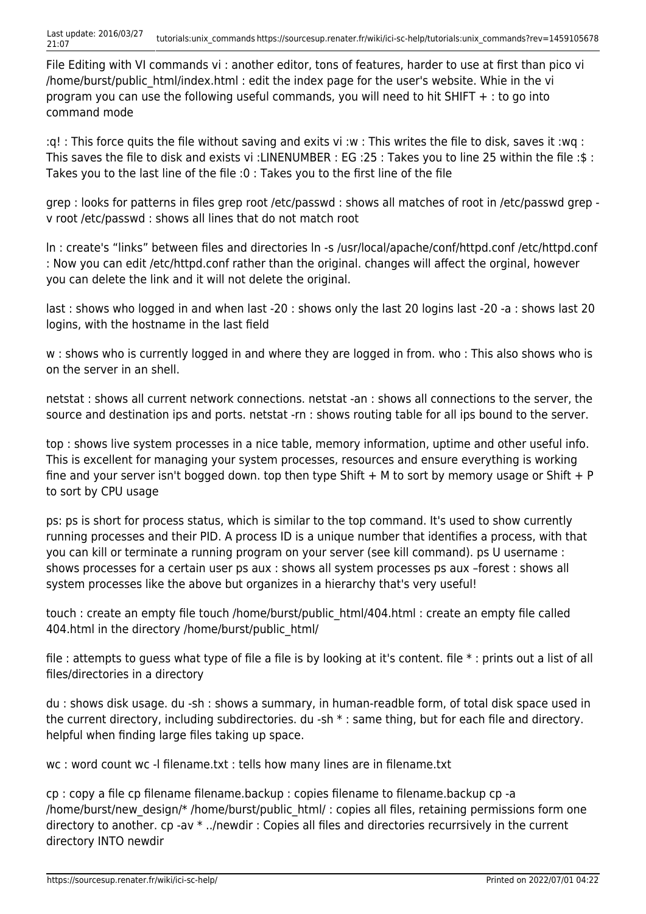File Editing with VI commands vi : another editor, tons of features, harder to use at first than pico vi /home/burst/public_html/index.html : edit the index page for the user's website. Whie in the vi program you can use the following useful commands, you will need to hit SHIFT + : to go into command mode

:q! : This force quits the file without saving and exits vi :w : This writes the file to disk, saves it :wq : This saves the file to disk and exists vi :LINENUMBER : EG :25 : Takes you to line 25 within the file :$ : Takes you to the last line of the file :0 : Takes you to the first line of the file

grep : looks for patterns in files grep root /etc/passwd : shows all matches of root in /etc/passwd grep -v root /etc/passwd : shows all lines that do not match root

ln : create's “links” between files and directories ln -s /usr/local/apache/conf/httpd.conf /etc/httpd.conf : Now you can edit /etc/httpd.conf rather than the original. changes will affect the orginal, however you can delete the link and it will not delete the original.

last : shows who logged in and when last -20 : shows only the last 20 logins last -20 -a : shows last 20 logins, with the hostname in the last field

w : shows who is currently logged in and where they are logged in from. who : This also shows who is on the server in an shell.

netstat : shows all current network connections. netstat -an : shows all connections to the server, the source and destination ips and ports. netstat -rn : shows routing table for all ips bound to the server.

top : shows live system processes in a nice table, memory information, uptime and other useful info. This is excellent for managing your system processes, resources and ensure everything is working fine and your server isn't bogged down. top then type Shift + M to sort by memory usage or Shift + P to sort by CPU usage

ps: ps is short for process status, which is similar to the top command. It's used to show currently running processes and their PID. A process ID is a unique number that identifies a process, with that you can kill or terminate a running program on your server (see kill command). ps U username : shows processes for a certain user ps aux : shows all system processes ps aux –forest : shows all system processes like the above but organizes in a hierarchy that's very useful!

touch : create an empty file touch /home/burst/public_html/404.html : create an empty file called 404.html in the directory /home/burst/public_html/

file : attempts to guess what type of file a file is by looking at it's content. file * : prints out a list of all files/directories in a directory

du : shows disk usage. du -sh : shows a summary, in human-readble form, of total disk space used in the current directory, including subdirectories. du -sh * : same thing, but for each file and directory. helpful when finding large files taking up space.

wc : word count wc -l filename.txt : tells how many lines are in filename.txt

cp : copy a file cp filename filename.backup : copies filename to filename.backup cp -a /home/burst/new_design/* /home/burst/public_html/ : copies all files, retaining permissions form one directory to another. cp -av * ../newdir : Copies all files and directories recurrsively in the current directory INTO newdir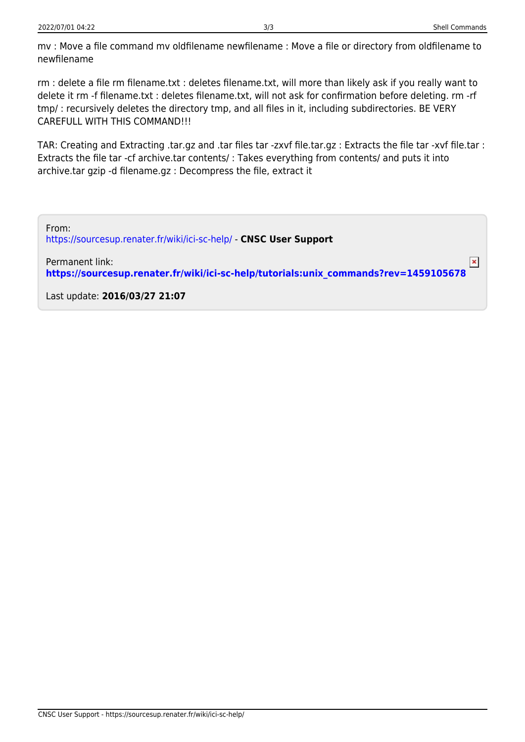mv : Move a file command mv oldfilename newfilename : Move a file or directory from oldfilename to newfilename

rm : delete a file rm filename.txt : deletes filename.txt, will more than likely ask if you really want to delete it rm -f filename.txt : deletes filename.txt, will not ask for confirmation before deleting. rm -rf tmp/ : recursively deletes the directory tmp, and all files in it, including subdirectories. BE VERY CAREFULL WITH THIS COMMAND!!!

TAR: Creating and Extracting .tar.gz and .tar files tar -zxvf file.tar.gz : Extracts the file tar -xvf file.tar : Extracts the file tar -cf archive.tar contents/ : Takes everything from contents/ and puts it into archive.tar gzip -d filename.gz : Decompress the file, extract it

From:
https://sourcesup.renater.fr/wiki/ici-sc-help/ - **CNSC User Support**

Permanent link:
**https://sourcesup.renater.fr/wiki/ici-sc-help/tutorials:unix_commands?rev=1459105678**

Last update: **2016/03/27 21:07**